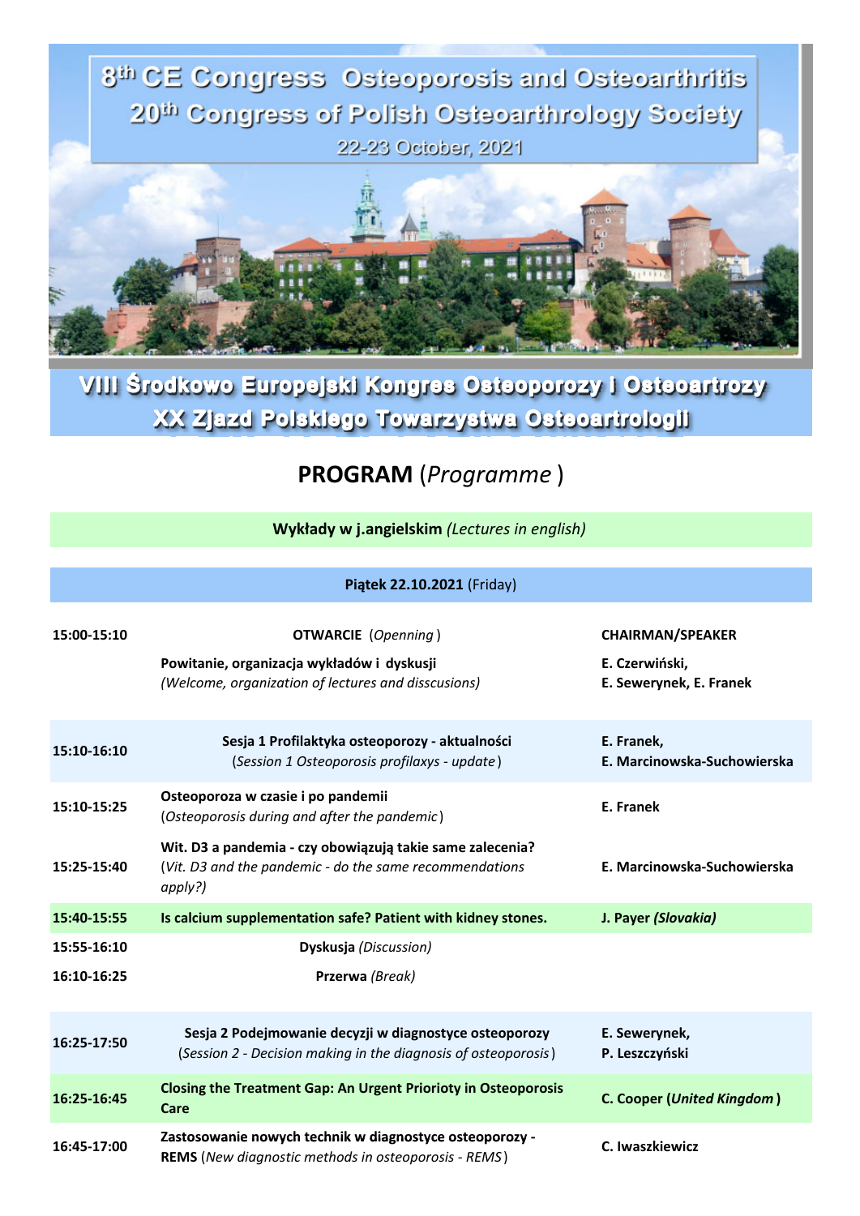# 8th CE Congress Osteoporosis and Osteoarthritis
# 20th Congress of Polish Osteoarthrology Society

22-23 October, 2021

## VIII Środkowo Europejski Kongres Osteoporozy i Osteoartrozy
## XX Zjazd Polskiego Towarzystwa Osteoartrologii

## PROGRAM (*Programme*)

**Wykłady w j.angielskim** *(Lectures in english)*

**Piątek 22.10.2021** (Friday)

| | | |
|---|---|---|
| **15:00-15:10** | **OTWARCIE** (*Openning*) | **CHAIRMAN/SPEAKER** |
| | **Powitanie, organizacja wykładów i dyskusji** *(Welcome, organization of lectures and disscusions)* | **E. Czerwiński, E. Sewerynek, E. Franek** |
| **15:10-16:10** | **Sesja 1 Profilaktyka osteoporozy - aktualności** (*Session 1 Osteoporosis profilaxys - update*) | **E. Franek, E. Marcinowska-Suchowierska** |
| **15:10-15:25** | **Osteoporoza w czasie i po pandemii** (*Osteoporosis during and after the pandemic*) | **E. Franek** |
| **15:25-15:40** | **Wit. D3 a pandemia - czy obowiązują takie same zalecenia?** (*Vit. D3 and the pandemic - do the same recommendations apply?)* | **E. Marcinowska-Suchowierska** |
| **15:40-15:55** | **Is calcium supplementation safe? Patient with kidney stones.** | **J. Payer *(Slovakia)*** |
| **15:55-16:10** | **Dyskusja** *(Discussion)* | |
| **16:10-16:25** | **Przerwa** *(Break)* | |
| **16:25-17:50** | **Sesja 2 Podejmowanie decyzji w diagnostyce osteoporozy** (*Session 2 - Decision making in the diagnosis of osteoporosis*) | **E. Sewerynek, P. Leszczyński** |
| **16:25-16:45** | **Closing the Treatment Gap: An Urgent Prioroty in Osteoporosis Care** | **C. Cooper (*United Kingdom*)** |
| **16:45-17:00** | **Zastosowanie nowych technik w diagnostyce osteoporozy - REMS** (*New diagnostic methods in osteoporosis - REMS*) | **C. Iwaszkiewicz** |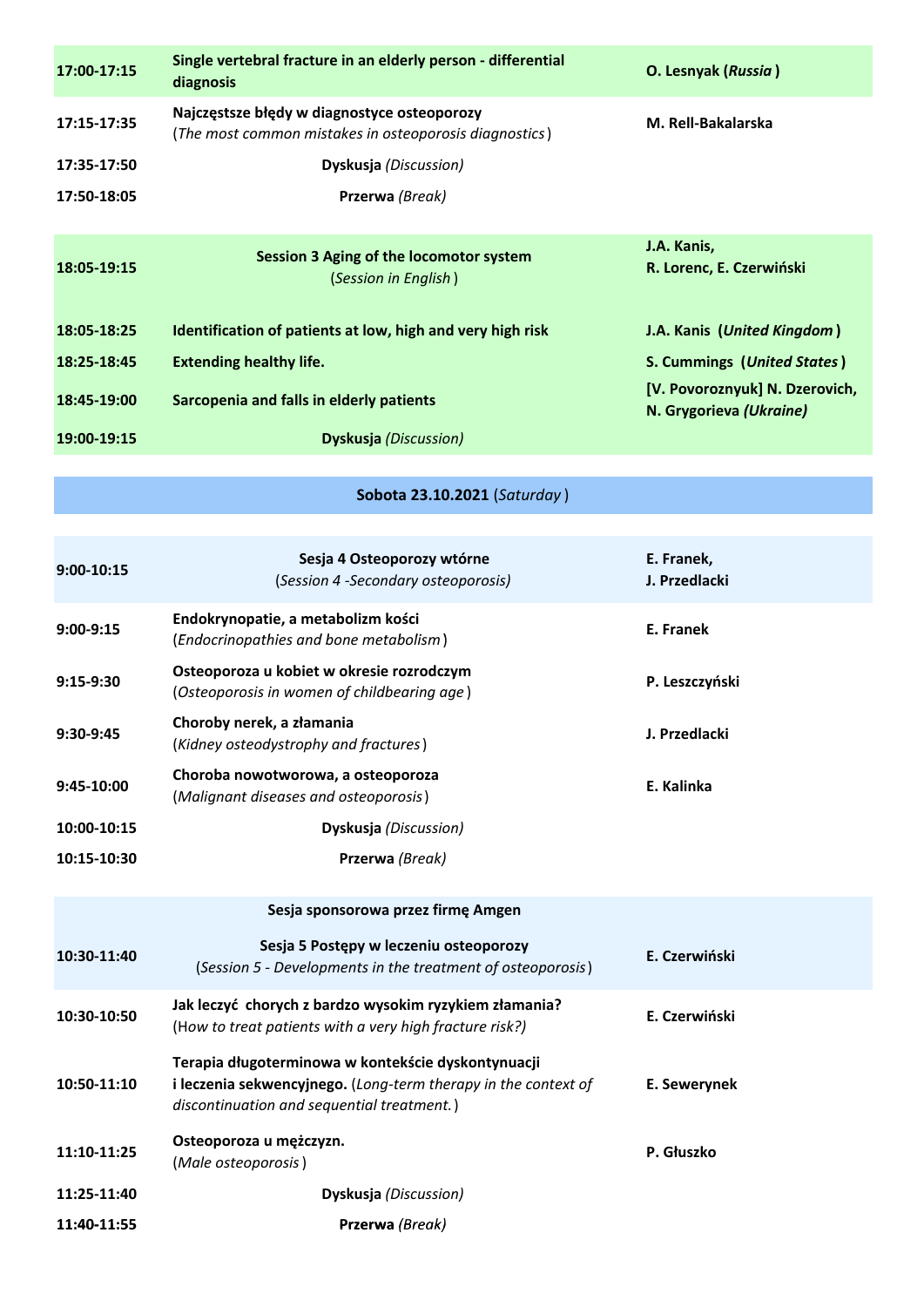| | | |
|---|---|---|
| **17:00-17:15** | **Single vertebral fracture in an elderly person - differential diagnosis** | **O. Lesnyak (*Russia*)** |
| **17:15-17:35** | **Najczęstsze błędy w diagnostyce osteoporozy** (*The most common mistakes in osteoporosis diagnostics*) | **M. Rell-Bakalarska** |
| **17:35-17:50** | **Dyskusja** *(Discussion)* | |
| **17:50-18:05** | **Przerwa** *(Break)* | |
| **18:05-19:15** | **Session 3 Aging of the locomotor system** (*Session in English*) | **J.A. Kanis, R. Lorenc, E. Czerwiński** |
| **18:05-18:25** | **Identification of patients at low, high and very high risk** | **J.A. Kanis (*United Kingdom*)** |
| **18:25-18:45** | **Extending healthy life.** | **S. Cummings (*United States*)** |
| **18:45-19:00** | **Sarcopenia and falls in elderly patients** | **[V. Povoroznyuk] N. Dzerovich, N. Grygorieva *(Ukraine)*** |
| **19:00-19:15** | **Dyskusja** *(Discussion)* | |

## Sobota 23.10.2021 (*Saturday*)

| | | |
|---|---|---|
| **9:00-10:15** | **Sesja 4 Osteoporozy wtórne** (*Session 4 -Secondary osteoporosis)* | **E. Franek, J. Przedlacki** |
| **9:00-9:15** | **Endokrynopatie, a metabolizm kości** (*Endocrinopathies and bone metabolism*) | **E. Franek** |
| **9:15-9:30** | **Osteoporoza u kobiet w okresie rozrodczym** (*Osteoporosis in women of childbearing age*) | **P. Leszczyński** |
| **9:30-9:45** | **Choroby nerek, a złamania** (*Kidney osteodystrophy and fractures*) | **J. Przedlacki** |
| **9:45-10:00** | **Choroba nowotworowa, a osteoporoza** (*Malignant diseases and osteoporosis*) | **E. Kalinka** |
| **10:00-10:15** | **Dyskusja** *(Discussion)* | |
| **10:15-10:30** | **Przerwa** *(Break)* | |
| | **Sesja sponsorowa przez firmę Amgen** | |
| **10:30-11:40** | **Sesja 5 Postępy w leczeniu osteoporozy** (*Session 5 - Developments in the treatment of osteoporosis*) | **E. Czerwiński** |
| **10:30-10:50** | **Jak leczyć chorych z bardzo wysokim ryzykiem złamania?** (*How to treat patients with a very high fracture risk?)* | **E. Czerwiński** |
| **10:50-11:10** | **Terapia długoterminowa w kontekście dyskontynuacji i leczenia sekwencyjnego.** (*Long-term therapy in the context of discontinuation and sequential treatment.*) | **E. Sewerynek** |
| **11:10-11:25** | **Osteoporoza u mężczyzn.** (*Male osteoporosis*) | **P. Głuszko** |
| **11:25-11:40** | **Dyskusja** *(Discussion)* | |
| **11:40-11:55** | **Przerwa** *(Break)* | |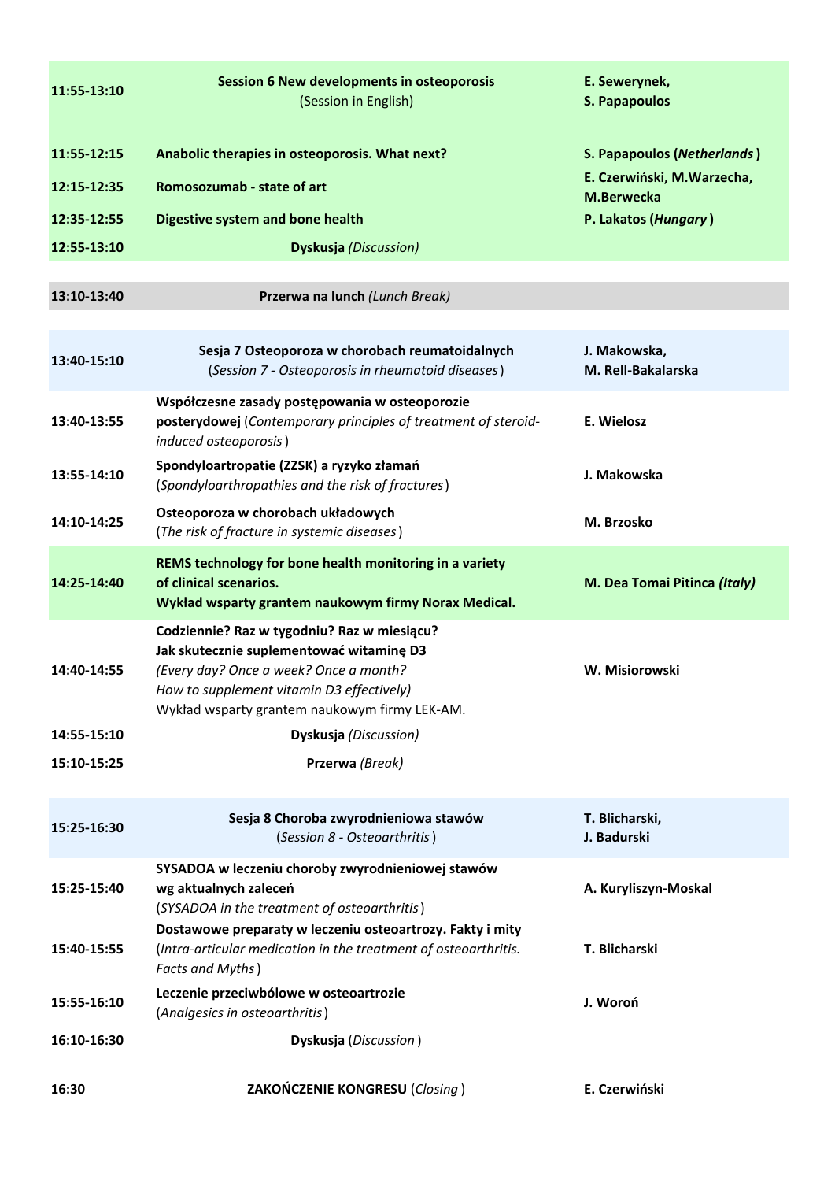| | | |
|---|---|---|
| **11:55-13:10** | **Session 6 New developments in osteoporosis** (Session in English) | **E. Sewerynek, S. Papapoulos** |
| **11:55-12:15** | **Anabolic therapies in osteoporosis. What next?** | **S. Papapoulos (*Netherlands*)** |
| **12:15-12:35** | **Romosozumab - state of art** | **E. Czerwiński, M.Warzecha, M.Berwecka** |
| **12:35-12:55** | **Digestive system and bone health** | **P. Lakatos (*Hungary*)** |
| **12:55-13:10** | **Dyskusja** *(Discussion)* | |
| **13:10-13:40** | **Przerwa na lunch** *(Lunch Break)* | |
| **13:40-15:10** | **Sesja 7 Osteoporoza w chorobach reumatoidalnych** (*Session 7 - Osteoporosis in rheumatoid diseases*) | **J. Makowska, M. Rell-Bakalarska** |
| **13:40-13:55** | **Współczesne zasady postępowania w osteoporozie posterydowej** (*Contemporary principles of treatment of steroid-induced osteoporosis*) | **E. Wielosz** |
| **13:55-14:10** | **Spondyloartropatie (ZZSK) a ryzyko złamań** (*Spondyloarthropathies and the risk of fractures*) | **J. Makowska** |
| **14:10-14:25** | **Osteoporoza w chorobach układowych** (*The risk of fracture in systemic diseases*) | **M. Brzosko** |
| **14:25-14:40** | **REMS technology for bone health monitoring in a variety of clinical scenarios. Wykład wsparty grantem naukowym firmy Norax Medical.** | **M. Dea Tomai Pitinca *(Italy)*** |
| **14:40-14:55** | **Codziennie? Raz w tygodniu? Raz w miesiącu? Jak skutecznie suplementować witaminę D3** *(Every day? Once a week? Once a month? How to supplement vitamin D3 effectively)* Wykład wsparty grantem naukowym firmy LEK-AM. | **W. Misiorowski** |
| **14:55-15:10** | **Dyskusja** *(Discussion)* | |
| **15:10-15:25** | **Przerwa** *(Break)* | |
| **15:25-16:30** | **Sesja 8 Choroba zwyrodnieniowa stawów** (*Session 8 - Osteoarthritis*) | **T. Blicharski, J. Badurski** |
| **15:25-15:40** | **SYSADOA w leczeniu choroby zwyrodnieniowej stawów wg aktualnych zaleceń** (*SYSADOA in the treatment of osteoarthritis*) | **A. Kuryliszyn-Moskal** |
| **15:40-15:55** | **Dostawowe preparaty w leczeniu osteoartrozy. Fakty i mity** (*Intra-articular medication in the treatment of osteoarthritis. Facts and Myths*) | **T. Blicharski** |
| **15:55-16:10** | **Leczenie przeciwbólowe w osteoartrozie** (*Analgesics in osteoarthritis*) | **J. Woroń** |
| **16:10-16:30** | **Dyskusja** (*Discussion*) | |
| **16:30** | **ZAKOŃCZENIE KONGRESU** (*Closing*) | **E. Czerwiński** |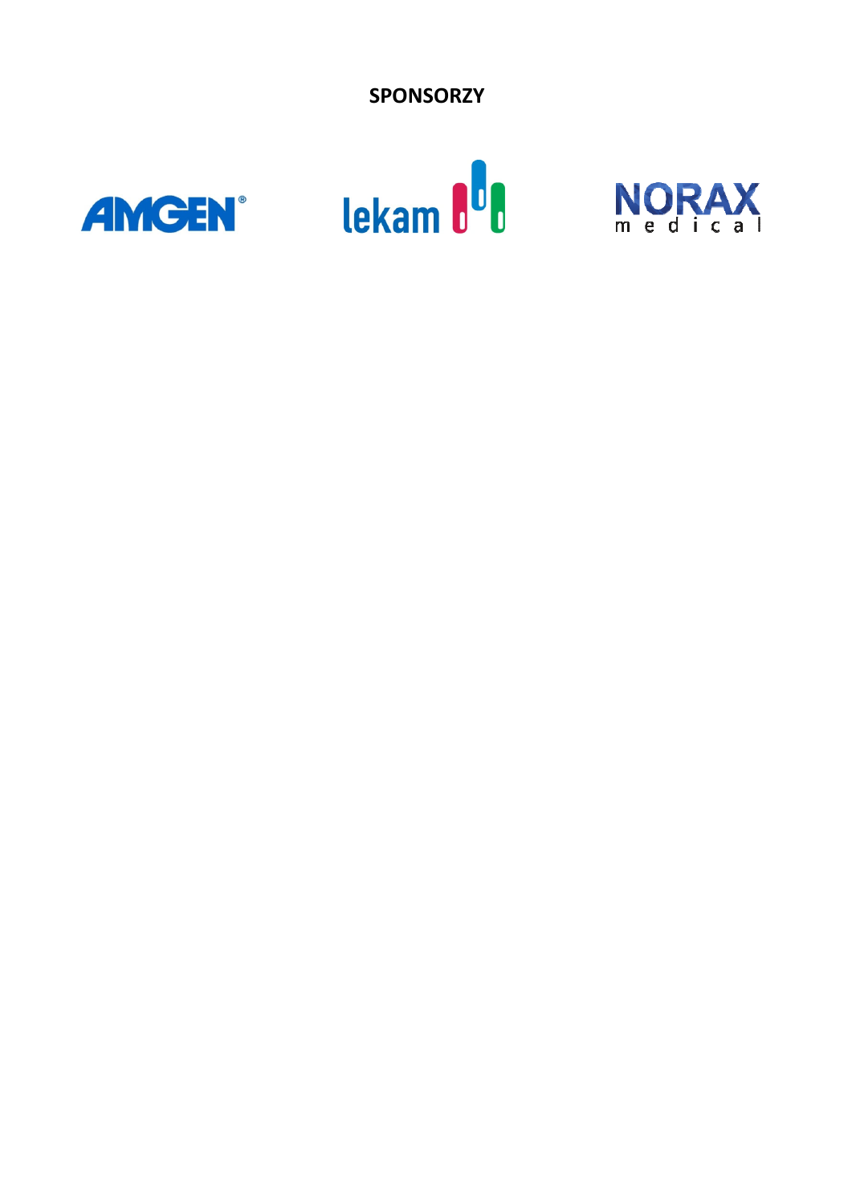**SPONSORZY**

AMGEN®

lekam

NORAX
medical